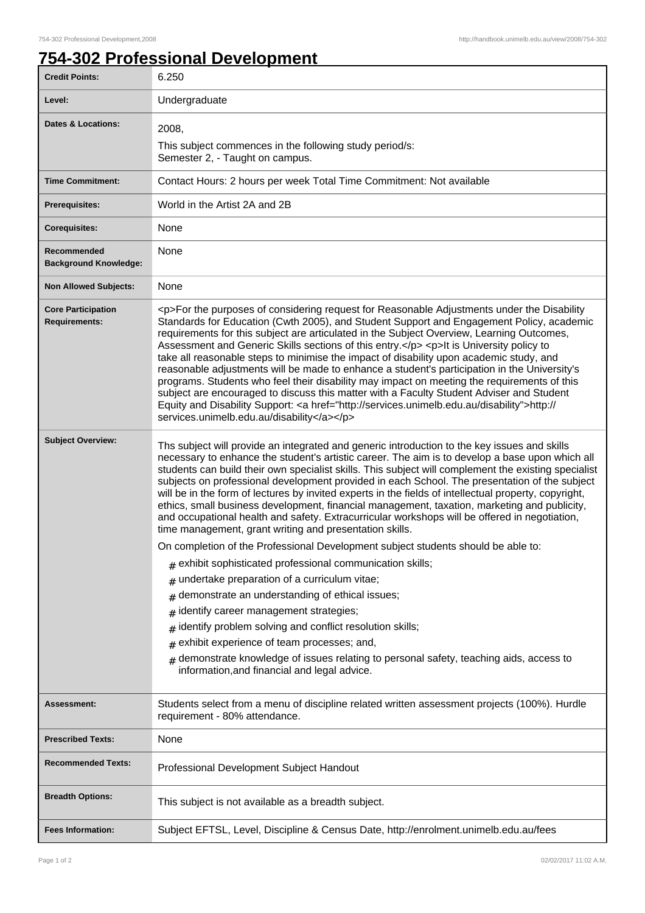# 754-302 Professional Development

| | |
|---|---|
| **Credit Points:** | 6.250 |
| **Level:** | Undergraduate |
| **Dates & Locations:** | 2008,<br>This subject commences in the following study period/s:<br>Semester 2, - Taught on campus. |
| **Time Commitment:** | Contact Hours: 2 hours per week Total Time Commitment: Not available |
| **Prerequisites:** | World in the Artist 2A and 2B |
| **Corequisites:** | None |
| **Recommended Background Knowledge:** | None |
| **Non Allowed Subjects:** | None |
| **Core Participation Requirements:** | <p>For the purposes of considering request for Reasonable Adjustments under the Disability Standards for Education (Cwth 2005), and Student Support and Engagement Policy, academic requirements for this subject are articulated in the Subject Overview, Learning Outcomes, Assessment and Generic Skills sections of this entry.</p> <p>It is University policy to take all reasonable steps to minimise the impact of disability upon academic study, and reasonable adjustments will be made to enhance a student's participation in the University's programs. Students who feel their disability may impact on meeting the requirements of this subject are encouraged to discuss this matter with a Faculty Student Adviser and Student Equity and Disability Support: <a href="http://services.unimelb.edu.au/disability">http://services.unimelb.edu.au/disability</a></p> |
| **Subject Overview:** | Ths subject will provide an integrated and generic introduction to the key issues and skills necessary to enhance the student's artistic career. The aim is to develop a base upon which all students can build their own specialist skills. This subject will complement the existing specialist subjects on professional development provided in each School. The presentation of the subject will be in the form of lectures by invited experts in the fields of intellectual property, copyright, ethics, small business development, financial management, taxation, marketing and publicity, and occupational health and safety. Extracurricular workshops will be offered in negotiation, time management, grant writing and presentation skills.<br><br>On completion of the Professional Development subject students should be able to:<br><br># exhibit sophisticated professional communication skills;<br># undertake preparation of a curriculum vitae;<br># demonstrate an understanding of ethical issues;<br># identify career management strategies;<br># identify problem solving and conflict resolution skills;<br># exhibit experience of team processes; and,<br># demonstrate knowledge of issues relating to personal safety, teaching aids, access to information,and financial and legal advice. |
| **Assessment:** | Students select from a menu of discipline related written assessment projects (100%). Hurdle requirement - 80% attendance. |
| **Prescribed Texts:** | None |
| **Recommended Texts:** | Professional Development Subject Handout |
| **Breadth Options:** | This subject is not available as a breadth subject. |
| **Fees Information:** | Subject EFTSL, Level, Discipline & Census Date, http://enrolment.unimelb.edu.au/fees |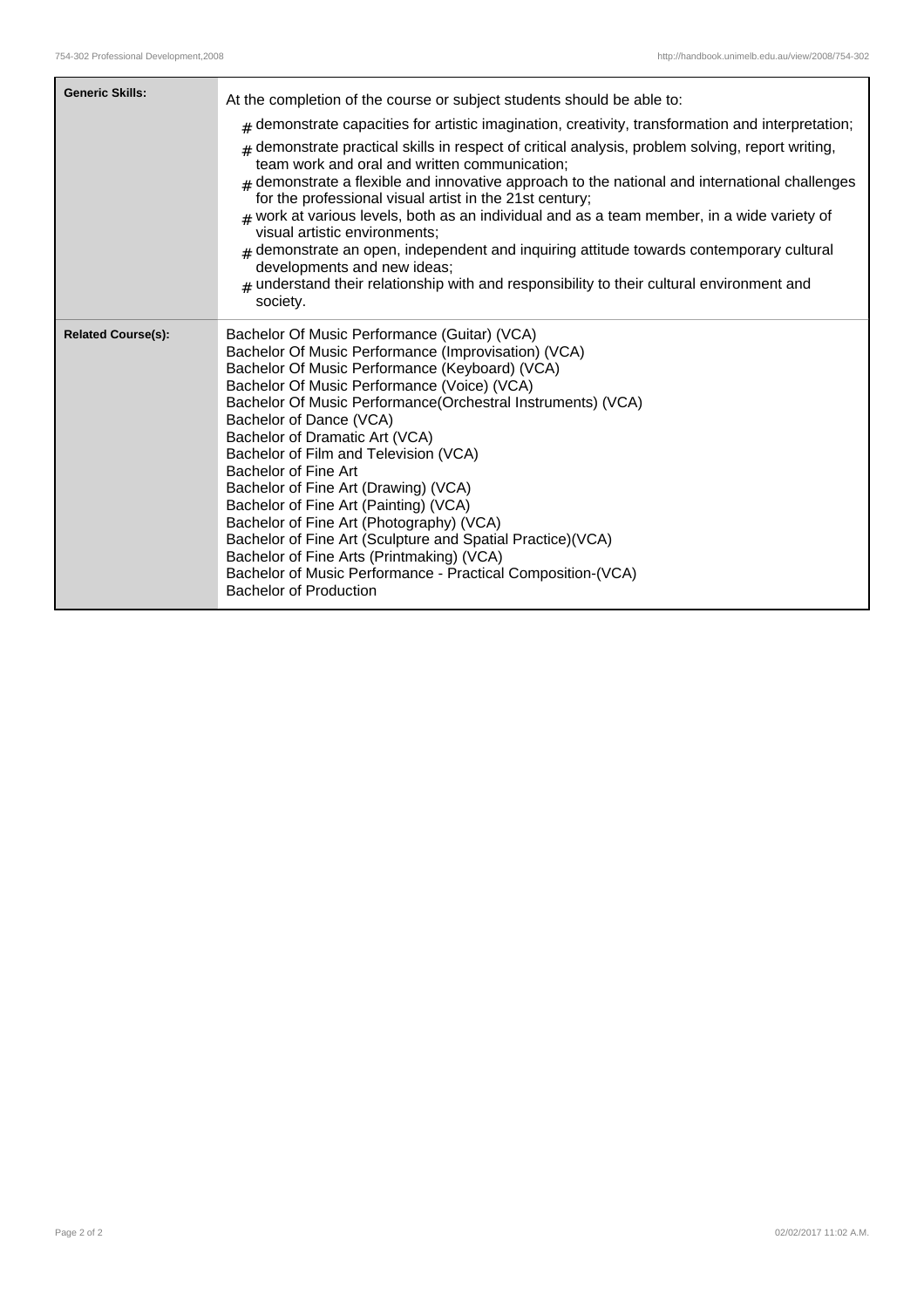| | |
|---|---|
| **Generic Skills:** | At the completion of the course or subject students should be able to:<br># demonstrate capacities for artistic imagination, creativity, transformation and interpretation;<br># demonstrate practical skills in respect of critical analysis, problem solving, report writing, team work and oral and written communication;<br># demonstrate a flexible and innovative approach to the national and international challenges for the professional visual artist in the 21st century;<br># work at various levels, both as an individual and as a team member, in a wide variety of visual artistic environments;<br># demonstrate an open, independent and inquiring attitude towards contemporary cultural developments and new ideas;<br># understand their relationship with and responsibility to their cultural environment and society. |
| **Related Course(s):** | Bachelor Of Music Performance (Guitar) (VCA)<br>Bachelor Of Music Performance (Improvisation) (VCA)<br>Bachelor Of Music Performance (Keyboard) (VCA)<br>Bachelor Of Music Performance (Voice) (VCA)<br>Bachelor Of Music Performance(Orchestral Instruments) (VCA)<br>Bachelor of Dance (VCA)<br>Bachelor of Dramatic Art (VCA)<br>Bachelor of Film and Television (VCA)<br>Bachelor of Fine Art<br>Bachelor of Fine Art (Drawing) (VCA)<br>Bachelor of Fine Art (Painting) (VCA)<br>Bachelor of Fine Art (Photography) (VCA)<br>Bachelor of Fine Art (Sculpture and Spatial Practice)(VCA)<br>Bachelor of Fine Arts (Printmaking) (VCA)<br>Bachelor of Music Performance - Practical Composition-(VCA)<br>Bachelor of Production |